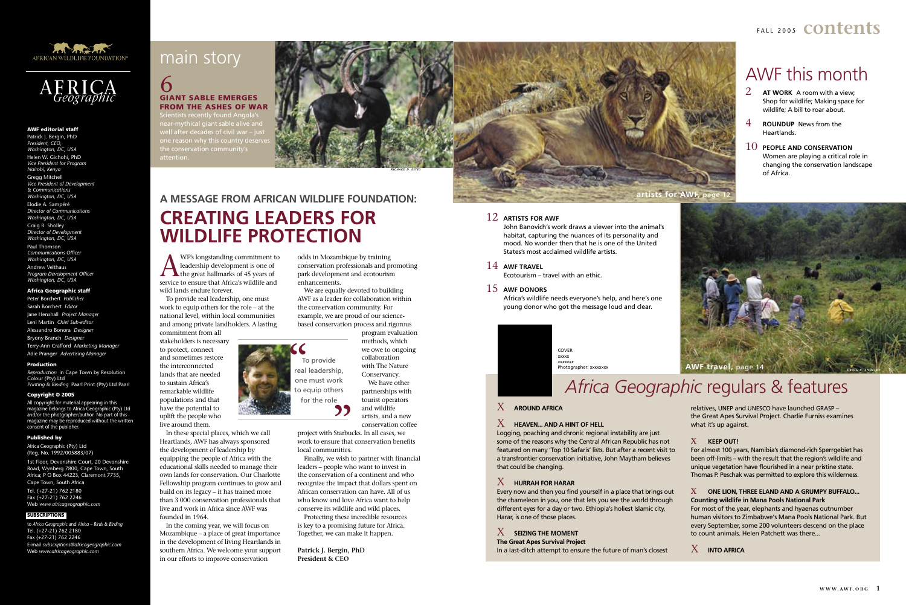AFRICAN WILDLIFE FOUNDATION®

AFRICA *Geographic*

**AWF editorial staff**

Patrick J. Bergin, PhD
*President, CEO, Washington, DC, USA*

Helen W. Gichohi, PhD
*Vice President for Program Nairobi, Kenya*

Gregg Mitchell
*Vice President of Development & Communications Washington, DC, USA*

Elodie A. Sampéré
*Director of Communications Washington, DC, USA*

Craig R. Sholley
*Director of Development Washington, DC, USA*

Paul Thomson
*Communications Officer Washington, DC, USA*

Andrew Velthaus
*Program Development Officer Washington, DC, USA*

**Africa Geographic staff**

Peter Borchert *Publisher*
Sarah Borchert *Editor*
Jane Henshall *Project Manager*
Leni Martin *Chief Sub-editor*
Alessandro Bonora *Designer*
Bryony Branch *Designer*
Terry-Ann Crafford *Marketing Manager*
Adie Pranger *Advertising Manager*

**Production**

*Reproduction* in Cape Town by Resolution Colour (Pty) Ltd
*Printing & Binding* Paarl Print (Pty) Ltd Paarl

**Copyright © 2005**

All copyright for material appearing in this magazine belongs to Africa Geographic (Pty) Ltd and/or the photgrapher/author. No part of this magazine may be reproduced without the written consent of the publisher.

**Published by**

Africa Geographic (Pty) Ltd
(Reg. No. 1992/005883/07)

1st Floor, Devonshire Court, 20 Devonshire Road, Wynberg 7800, Cape Town, South Africa; P O Box 44223, Claremont 7735, Cape Town, South Africa
Tel. (+27-21) 762 2180
Fax (+27-21) 762 2246
Web *www.africageographic.com*

**SUBSCRIPTIONS**

to *Africa Geographic* and *Africa – Birds & Birding*
Tel. (+27-21) 762 2180
Fax (+27-21) 762 2246
E-mail *subscriptions@africageographic.com*
Web *www.africageographic.com*

# main story

## 6 GIANT SABLE EMERGES FROM THE ASHES OF WAR

Scientists recently found Angola's near-mythical giant sable alive and well after decades of civil war – just one reason why this country deserves the conservation community's attention.

RICHARD D. ESTES

artists for AWF, page 12

## A MESSAGE FROM AFRICAN WILDLIFE FOUNDATION:

# CREATING LEADERS FOR WILDLIFE PROTECTION

AWF's longstanding commitment to leadership development is one of the great hallmarks of 45 years of service to ensure that Africa's wildlife and wild lands endure forever.

To provide real leadership, one must work to equip others for the role – at the national level, within local communities and among private landholders. A lasting commitment from all stakeholders is necessary to protect, connect and sometimes restore the interconnected lands that are needed to sustain Africa's remarkable wildlife populations and that have the potential to uplift the people who live around them.

> "To provide real leadership, one must work to equip others for the role"

In these special places, which we call Heartlands, AWF has always sponsored the development of leadership by equipping the people of Africa with the educational skills needed to manage their own lands for conservation. Our Charlotte Fellowship program continues to grow and build on its legacy – it has trained more than 3 000 conservation professionals that live and work in Africa since AWF was founded in 1964.

In the coming year, we will focus on Mozambique – a place of great importance in the development of living Heartlands in southern Africa. We welcome your support in our efforts to improve conservation odds in Mozambique by training conservation professionals and promoting park development and ecotourism enhancements.

We are equally devoted to building AWF as a leader for collaboration within the conservation community. For example, we are proud of our science-based conservation process and rigorous program evaluation methods, which we owe to ongoing collaboration with The Nature Conservancy.

We have other partnerships with tourist operators and wildlife artists, and a new conservation coffee project with Starbucks. In all cases, we work to ensure that conservation benefits local communities.

Finally, we wish to partner with financial leaders – people who want to invest in the conservation of a continent and who recognize the impact that dollars spent on African conservation can have. All of us who know and love Africa want to help conserve its wildlife and wild places.

Protecting these incredible resources is key to a promising future for Africa. Together, we can make it happen.

**Patrick J. Bergin, PhD**
**President & CEO**

FALL 2005 **contents**

# AWF this month

2 **AT WORK** A room with a view; Shop for wildlife; Making space for wildlife; A bill to roar about.

4 **ROUNDUP** News from the Heartlands.

10 **PEOPLE AND CONSERVATION** Women are playing a critical role in changing the conservation landscape of Africa.

12 **ARTISTS FOR AWF** John Banovich's work draws a viewer into the animal's habitat, capturing the nuances of its personality and mood. No wonder then that he is one of the United States's most acclaimed wildlife artists.

14 **AWF TRAVEL** Ecotourism – travel with an ethic.

15 **AWF DONORS** Africa's wildlife needs everyone's help, and here's one young donor who got the message loud and clear.

COVER
xxxxx
xxxxxxx
Photographer: xxxxxxxx

AWF travel, page 14

CRAIG R. SHOLLEY

# *Africa Geographic* regulars & features

X **AROUND AFRICA**

X **HEAVEN... AND A HINT OF HELL**
Logging, poaching and chronic regional instability are just some of the reasons why the Central African Republic has not featured on many 'Top 10 Safaris' lists. But after a recent visit to a transfrontier conservation initiative, John Maytham believes that could be changing.

X **HURRAH FOR HARAR**
Every now and then you find yourself in a place that brings out the chameleon in you, one that lets you see the world through different eyes for a day or two. Ethiopia's holiest Islamic city, Harar, is one of those places.

X **SEIZING THE MOMENT**
**The Great Apes Survival Project**
In a last-ditch attempt to ensure the future of man's closest relatives, UNEP and UNESCO have launched GRASP – the Great Apes Survival Project. Charlie Furniss examines what it's up against.

X **KEEP OUT!**
For almost 100 years, Namibia's diamond-rich Sperrgebiet has been off-limits – with the result that the region's wildlife and unique vegetation have flourished in a near pristine state. Thomas P. Peschak was permitted to explore this wilderness.

X **ONE LION, THREE ELAND AND A GRUMPY BUFFALO...**
**Counting wildlife in Mana Pools National Park**
For most of the year, elephants and hyaenas outnumber human visitors to Zimbabwe's Mana Pools National Park. But every September, some 200 volunteers descend on the place to count animals. Helen Patchett was there...

X **INTO AFRICA**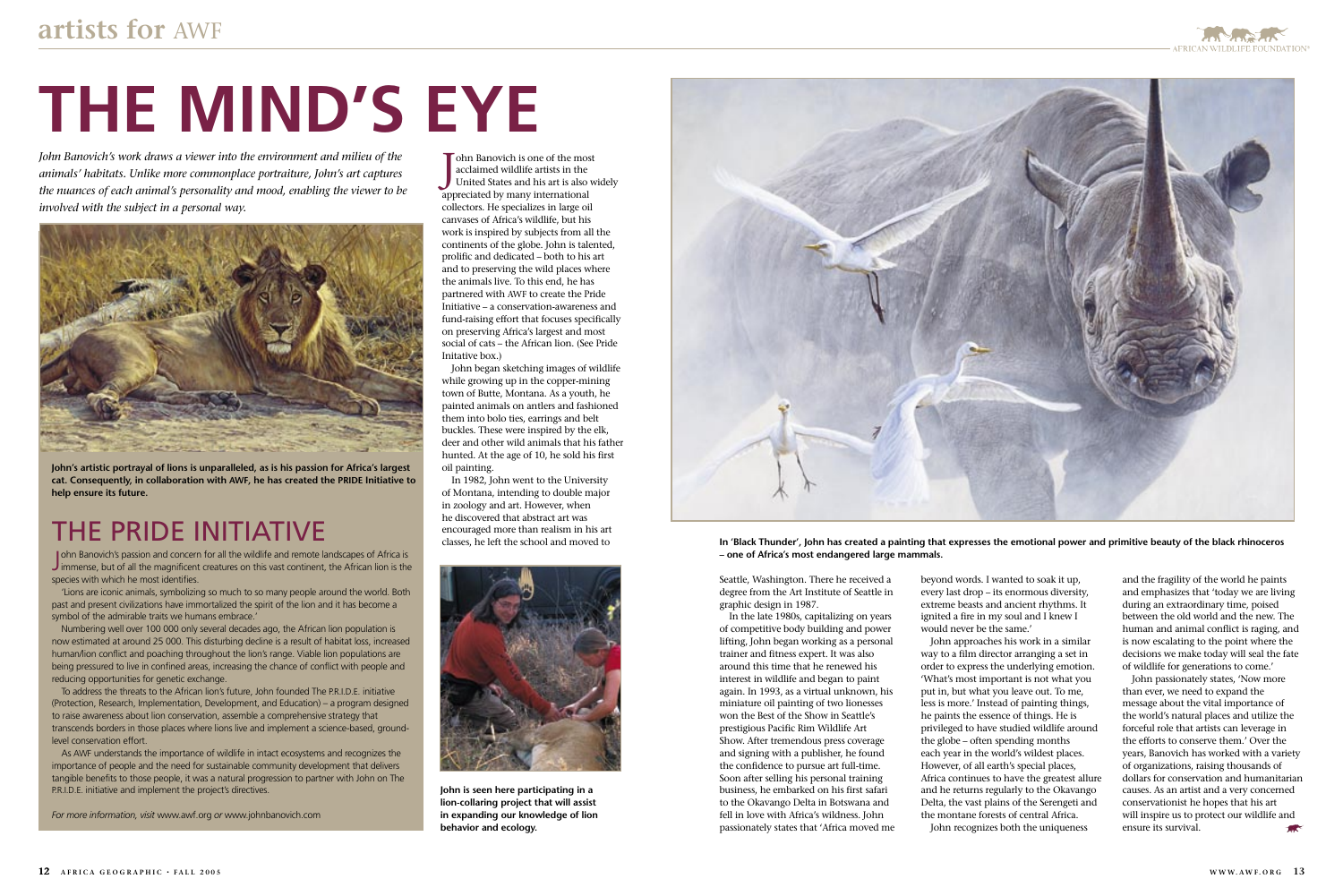# THE MIND'S EYE

*John Banovich's work draws a viewer into the environment and milieu of the animals' habitats. Unlike more commonplace portraiture, John's art captures the nuances of each animal's personality and mood, enabling the viewer to be involved with the subject in a personal way.*

**John's artistic portrayal of lions is unparalleled, as is his passion for Africa's largest cat. Consequently, in collaboration with AWF, he has created the PRIDE Initiative to help ensure its future.**

## THE PRIDE INITIATIVE

John Banovich's passion and concern for all the wildlife and remote landscapes of Africa is immense, but of all the magnificent creatures on this vast continent, the African lion is the species with which he most identifies.

'Lions are iconic animals, symbolizing so much to so many people around the world. Both past and present civilizations have immortalized the spirit of the lion and it has become a symbol of the admirable traits we humans embrace.'

Numbering well over 100 000 only several decades ago, the African lion population is now estimated at around 25 000. This disturbing decline is a result of habitat loss, increased human/lion conflict and poaching throughout the lion's range. Viable lion populations are being pressured to live in confined areas, increasing the chance of conflict with people and reducing opportunities for genetic exchange.

To address the threats to the African lion's future, John founded The P.R.I.D.E. initiative (Protection, Research, Implementation, Development, and Education) – a program designed to raise awareness about lion conservation, assemble a comprehensive strategy that transcends borders in those places where lions live and implement a science-based, ground-level conservation effort.

As AWF understands the importance of wildlife in intact ecosystems and recognizes the importance of people and the need for sustainable community development that delivers tangible benefits to those people, it was a natural progression to partner with John on The P.R.I.D.E. initiative and implement the project's directives.

*For more information, visit* www.awf.org *or* www.johnbanovich.com

John Banovich is one of the most acclaimed wildlife artists in the United States and his art is also widely appreciated by many international collectors. He specializes in large oil canvases of Africa's wildlife, but his work is inspired by subjects from all the continents of the globe. John is talented, prolific and dedicated – both to his art and to preserving the wild places where the animals live. To this end, he has partnered with AWF to create the Pride Initiative – a conservation-awareness and fund-raising effort that focuses specifically on preserving Africa's largest and most social of cats – the African lion. (See Pride Initative box.)

John began sketching images of wildlife while growing up in the copper-mining town of Butte, Montana. As a youth, he painted animals on antlers and fashioned them into bolo ties, earrings and belt buckles. These were inspired by the elk, deer and other wild animals that his father hunted. At the age of 10, he sold his first oil painting.

In 1982, John went to the University of Montana, intending to double major in zoology and art. However, when he discovered that abstract art was encouraged more than realism in his art classes, he left the school and moved to Seattle, Washington. There he received a degree from the Art Institute of Seattle in graphic design in 1987.

**John is seen here participating in a lion-collaring project that will assist in expanding our knowledge of lion behavior and ecology.**

**In 'Black Thunder', John has created a painting that expresses the emotional power and primitive beauty of the black rhinoceros – one of Africa's most endangered large mammals.**

In the late 1980s, capitalizing on years of competitive body building and power lifting, John began working as a personal trainer and fitness expert. It was also around this time that he renewed his interest in wildlife and began to paint again. In 1993, as a virtual unknown, his miniature oil painting of two lionesses won the Best of the Show in Seattle's prestigious Pacific Rim Wildlife Art Show. After tremendous press coverage and signing with a publisher, he found the confidence to pursue art full-time. Soon after selling his personal training business, he embarked on his first safari to the Okavango Delta in Botswana and fell in love with Africa's wildness. John passionately states that 'Africa moved me beyond words. I wanted to soak it up, every last drop – its enormous diversity, extreme beasts and ancient rhythms. It ignited a fire in my soul and I knew I would never be the same.'

John approaches his work in a similar way to a film director arranging a set in order to express the underlying emotion. 'What's most important is not what you put in, but what you leave out. To me, less is more.' Instead of painting things, he paints the essence of things. He is privileged to have studied wildlife around the globe – often spending months each year in the world's wildest places. However, of all earth's special places, Africa continues to have the greatest allure and he returns regularly to the Okavango Delta, the vast plains of the Serengeti and the montane forests of central Africa.

John recognizes both the uniqueness and the fragility of the world he paints and emphasizes that 'today we are living during an extraordinary time, poised between the old world and the new. The human and animal conflict is raging, and is now escalating to the point where the decisions we make today will seal the fate of wildlife for generations to come.'

John passionately states, 'Now more than ever, we need to expand the message about the vital importance of the world's natural places and utilize the forceful role that artists can leverage in the efforts to conserve them.' Over the years, Banovich has worked with a variety of organizations, raising thousands of dollars for conservation and humanitarian causes. As an artist and a very concerned conservationist he hopes that his art will inspire us to protect our wildlife and ensure its survival.